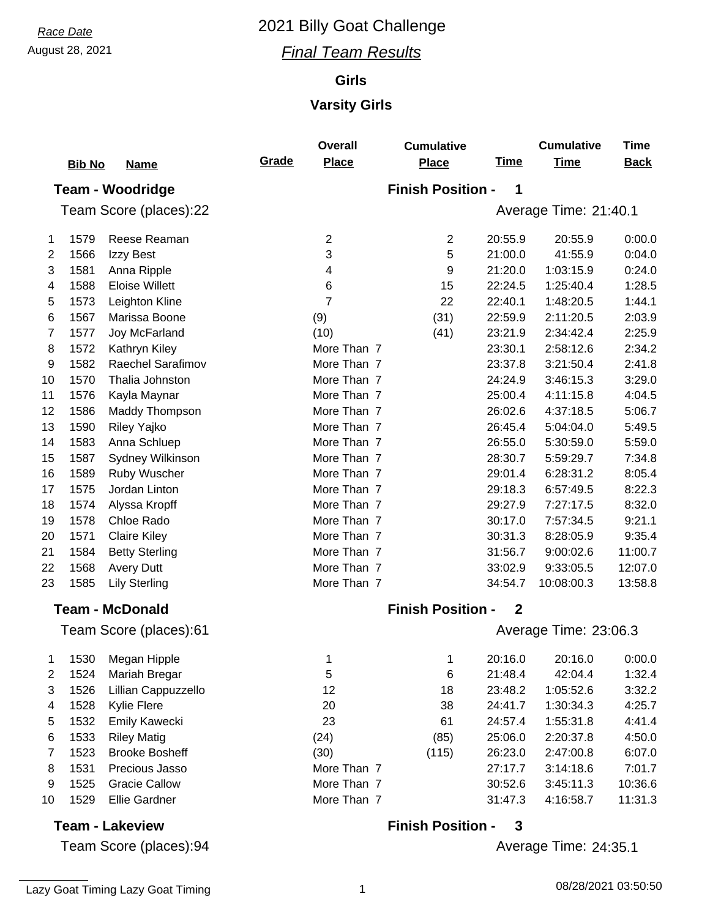*Race Date*

August 28, 2021

# 2021 Billy Goat Challenge

## *Final Team Results*

### Girls

### Varsity Girls

**Team - Woodridge** — **Finish Position - 1**

Team Score (places):22 — Average Time: 21:40.1

| | Bib No | Name | Grade | Overall Place | Cumulative Place | Time | Cumulative Time | Time Back |
|---|---|---|---|---|---|---|---|---|
| 1 | 1579 | Reese Reaman | | 2 | 2 | 20:55.9 | 20:55.9 | 0:00.0 |
| 2 | 1566 | Izzy Best | | 3 | 5 | 21:00.0 | 41:55.9 | 0:04.0 |
| 3 | 1581 | Anna Ripple | | 4 | 9 | 21:20.0 | 1:03:15.9 | 0:24.0 |
| 4 | 1588 | Eloise Willett | | 6 | 15 | 22:24.5 | 1:25:40.4 | 1:28.5 |
| 5 | 1573 | Leighton Kline | | 7 | 22 | 22:40.1 | 1:48:20.5 | 1:44.1 |
| 6 | 1567 | Marissa Boone | | (9) | (31) | 22:59.9 | 2:11:20.5 | 2:03.9 |
| 7 | 1577 | Joy McFarland | | (10) | (41) | 23:21.9 | 2:34:42.4 | 2:25.9 |
| 8 | 1572 | Kathryn Kiley | | More Than 7 | | 23:30.1 | 2:58:12.6 | 2:34.2 |
| 9 | 1582 | Raechel Sarafimov | | More Than 7 | | 23:37.8 | 3:21:50.4 | 2:41.8 |
| 10 | 1570 | Thalia Johnston | | More Than 7 | | 24:24.9 | 3:46:15.3 | 3:29.0 |
| 11 | 1576 | Kayla Maynar | | More Than 7 | | 25:00.4 | 4:11:15.8 | 4:04.5 |
| 12 | 1586 | Maddy Thompson | | More Than 7 | | 26:02.6 | 4:37:18.5 | 5:06.7 |
| 13 | 1590 | Riley Yajko | | More Than 7 | | 26:45.4 | 5:04:04.0 | 5:49.5 |
| 14 | 1583 | Anna Schluep | | More Than 7 | | 26:55.0 | 5:30:59.0 | 5:59.0 |
| 15 | 1587 | Sydney Wilkinson | | More Than 7 | | 28:30.7 | 5:59:29.7 | 7:34.8 |
| 16 | 1589 | Ruby Wuscher | | More Than 7 | | 29:01.4 | 6:28:31.2 | 8:05.4 |
| 17 | 1575 | Jordan Linton | | More Than 7 | | 29:18.3 | 6:57:49.5 | 8:22.3 |
| 18 | 1574 | Alyssa Kropff | | More Than 7 | | 29:27.9 | 7:27:17.5 | 8:32.0 |
| 19 | 1578 | Chloe Rado | | More Than 7 | | 30:17.0 | 7:57:34.5 | 9:21.1 |
| 20 | 1571 | Claire Kiley | | More Than 7 | | 30:31.3 | 8:28:05.9 | 9:35.4 |
| 21 | 1584 | Betty Sterling | | More Than 7 | | 31:56.7 | 9:00:02.6 | 11:00.7 |
| 22 | 1568 | Avery Dutt | | More Than 7 | | 33:02.9 | 9:33:05.5 | 12:07.0 |
| 23 | 1585 | Lily Sterling | | More Than 7 | | 34:54.7 | 10:08:00.3 | 13:58.8 |

**Team - McDonald** — **Finish Position - 2**

Team Score (places):61 — Average Time: 23:06.3

| | Bib No | Name | Grade | Overall Place | Cumulative Place | Time | Cumulative Time | Time Back |
|---|---|---|---|---|---|---|---|---|
| 1 | 1530 | Megan Hipple | | 1 | 1 | 20:16.0 | 20:16.0 | 0:00.0 |
| 2 | 1524 | Mariah Bregar | | 5 | 6 | 21:48.4 | 42:04.4 | 1:32.4 |
| 3 | 1526 | Lillian Cappuzzello | | 12 | 18 | 23:48.2 | 1:05:52.6 | 3:32.2 |
| 4 | 1528 | Kylie Flere | | 20 | 38 | 24:41.7 | 1:30:34.3 | 4:25.7 |
| 5 | 1532 | Emily Kawecki | | 23 | 61 | 24:57.4 | 1:55:31.8 | 4:41.4 |
| 6 | 1533 | Riley Matig | | (24) | (85) | 25:06.0 | 2:20:37.8 | 4:50.0 |
| 7 | 1523 | Brooke Bosheff | | (30) | (115) | 26:23.0 | 2:47:00.8 | 6:07.0 |
| 8 | 1531 | Precious Jasso | | More Than 7 | | 27:17.7 | 3:14:18.6 | 7:01.7 |
| 9 | 1525 | Gracie Callow | | More Than 7 | | 30:52.6 | 3:45:11.3 | 10:36.6 |
| 10 | 1529 | Ellie Gardner | | More Than 7 | | 31:47.3 | 4:16:58.7 | 11:31.3 |

**Team - Lakeview** — **Finish Position - 3**

Team Score (places):94 — Average Time: 24:35.1

Lazy Goat Timing Lazy Goat Timing — 08/28/2021 03:50:50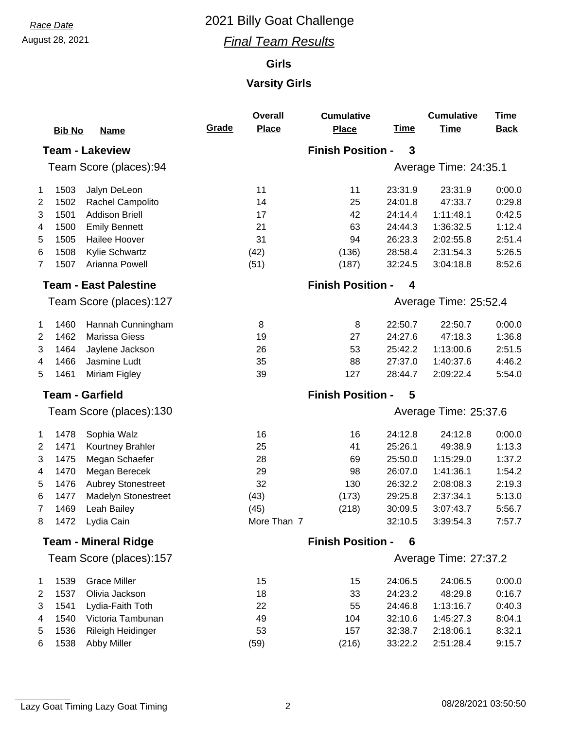*Race Date*

August 28, 2021

# 2021 Billy Goat Challenge

## *Final Team Results*

### Girls

### Varsity Girls

| | Bib No | Name | Grade | Overall Place | Cumulative Place | Time | Cumulative Time | Time Back |
|---|---|---|---|---|---|---|---|---|
| **Team - Lakeview** | | | | | **Finish Position - 3** | | | |
| Team Score (places):94 | | | | | Average Time: 24:35.1 | | | |
| 1 | 1503 | Jalyn DeLeon | | 11 | 11 | 23:31.9 | 23:31.9 | 0:00.0 |
| 2 | 1502 | Rachel Campolito | | 14 | 25 | 24:01.8 | 47:33.7 | 0:29.8 |
| 3 | 1501 | Addison Briell | | 17 | 42 | 24:14.4 | 1:11:48.1 | 0:42.5 |
| 4 | 1500 | Emily Bennett | | 21 | 63 | 24:44.3 | 1:36:32.5 | 1:12.4 |
| 5 | 1505 | Hailee Hoover | | 31 | 94 | 26:23.3 | 2:02:55.8 | 2:51.4 |
| 6 | 1508 | Kylie Schwartz | | (42) | (136) | 28:58.4 | 2:31:54.3 | 5:26.5 |
| 7 | 1507 | Arianna Powell | | (51) | (187) | 32:24.5 | 3:04:18.8 | 8:52.6 |
| **Team - East Palestine** | | | | | **Finish Position - 4** | | | |
| Team Score (places):127 | | | | | Average Time: 25:52.4 | | | |
| 1 | 1460 | Hannah Cunningham | | 8 | 8 | 22:50.7 | 22:50.7 | 0:00.0 |
| 2 | 1462 | Marissa Giess | | 19 | 27 | 24:27.6 | 47:18.3 | 1:36.8 |
| 3 | 1464 | Jaylene Jackson | | 26 | 53 | 25:42.2 | 1:13:00.6 | 2:51.5 |
| 4 | 1466 | Jasmine Ludt | | 35 | 88 | 27:37.0 | 1:40:37.6 | 4:46.2 |
| 5 | 1461 | Miriam Figley | | 39 | 127 | 28:44.7 | 2:09:22.4 | 5:54.0 |
| **Team - Garfield** | | | | | **Finish Position - 5** | | | |
| Team Score (places):130 | | | | | Average Time: 25:37.6 | | | |
| 1 | 1478 | Sophia Walz | | 16 | 16 | 24:12.8 | 24:12.8 | 0:00.0 |
| 2 | 1471 | Kourtney Brahler | | 25 | 41 | 25:26.1 | 49:38.9 | 1:13.3 |
| 3 | 1475 | Megan Schaefer | | 28 | 69 | 25:50.0 | 1:15:29.0 | 1:37.2 |
| 4 | 1470 | Megan Berecek | | 29 | 98 | 26:07.0 | 1:41:36.1 | 1:54.2 |
| 5 | 1476 | Aubrey Stonestreet | | 32 | 130 | 26:32.2 | 2:08:08.3 | 2:19.3 |
| 6 | 1477 | Madelyn Stonestreet | | (43) | (173) | 29:25.8 | 2:37:34.1 | 5:13.0 |
| 7 | 1469 | Leah Bailey | | (45) | (218) | 30:09.5 | 3:07:43.7 | 5:56.7 |
| 8 | 1472 | Lydia Cain | | More Than 7 | | 32:10.5 | 3:39:54.3 | 7:57.7 |
| **Team - Mineral Ridge** | | | | | **Finish Position - 6** | | | |
| Team Score (places):157 | | | | | Average Time: 27:37.2 | | | |
| 1 | 1539 | Grace Miller | | 15 | 15 | 24:06.5 | 24:06.5 | 0:00.0 |
| 2 | 1537 | Olivia Jackson | | 18 | 33 | 24:23.2 | 48:29.8 | 0:16.7 |
| 3 | 1541 | Lydia-Faith Toth | | 22 | 55 | 24:46.8 | 1:13:16.7 | 0:40.3 |
| 4 | 1540 | Victoria Tambunan | | 49 | 104 | 32:10.6 | 1:45:27.3 | 8:04.1 |
| 5 | 1536 | Rileigh Heidinger | | 53 | 157 | 32:38.7 | 2:18:06.1 | 8:32.1 |
| 6 | 1538 | Abby Miller | | (59) | (216) | 33:22.2 | 2:51:28.4 | 9:15.7 |

Lazy Goat Timing Lazy Goat Timing — 08/28/2021 03:50:50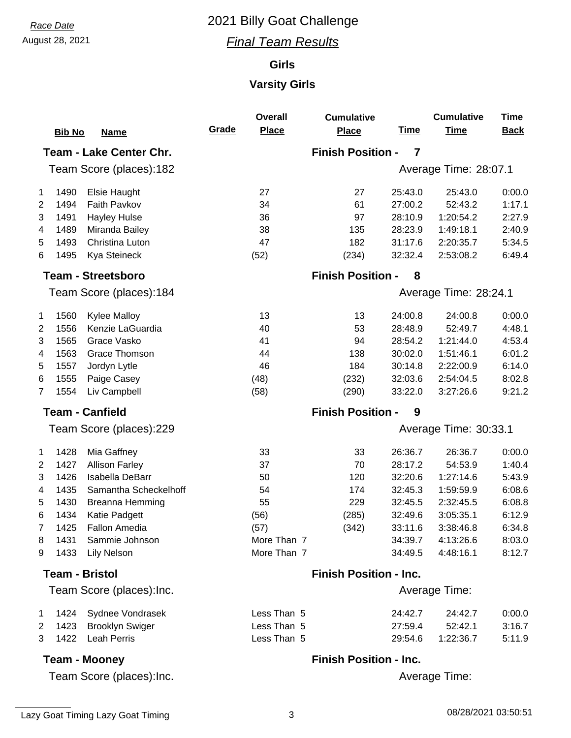Race Date

August 28, 2021

# 2021 Billy Goat Challenge

## *Final Team Results*

### Girls

### Varsity Girls

| | Bib No | Name | Grade | Overall Place | Cumulative Place | Time | Cumulative Time | Time Back |
|---|---|---|---|---|---|---|---|---|
| **Team - Lake Center Chr.** | | | | | **Finish Position - 7** | | | |
| Team Score (places):182 | | | | | | Average Time: 28:07.1 | | |
| 1 | 1490 | Elsie Haught | | 27 | 27 | 25:43.0 | 25:43.0 | 0:00.0 |
| 2 | 1494 | Faith Pavkov | | 34 | 61 | 27:00.2 | 52:43.2 | 1:17.1 |
| 3 | 1491 | Hayley Hulse | | 36 | 97 | 28:10.9 | 1:20:54.2 | 2:27.9 |
| 4 | 1489 | Miranda Bailey | | 38 | 135 | 28:23.9 | 1:49:18.1 | 2:40.9 |
| 5 | 1493 | Christina Luton | | 47 | 182 | 31:17.6 | 2:20:35.7 | 5:34.5 |
| 6 | 1495 | Kya Steineck | | (52) | (234) | 32:32.4 | 2:53:08.2 | 6:49.4 |
| **Team - Streetsboro** | | | | | **Finish Position - 8** | | | |
| Team Score (places):184 | | | | | | Average Time: 28:24.1 | | |
| 1 | 1560 | Kylee Malloy | | 13 | 13 | 24:00.8 | 24:00.8 | 0:00.0 |
| 2 | 1556 | Kenzie LaGuardia | | 40 | 53 | 28:48.9 | 52:49.7 | 4:48.1 |
| 3 | 1565 | Grace Vasko | | 41 | 94 | 28:54.2 | 1:21:44.0 | 4:53.4 |
| 4 | 1563 | Grace Thomson | | 44 | 138 | 30:02.0 | 1:51:46.1 | 6:01.2 |
| 5 | 1557 | Jordyn Lytle | | 46 | 184 | 30:14.8 | 2:22:00.9 | 6:14.0 |
| 6 | 1555 | Paige Casey | | (48) | (232) | 32:03.6 | 2:54:04.5 | 8:02.8 |
| 7 | 1554 | Liv Campbell | | (58) | (290) | 33:22.0 | 3:27:26.6 | 9:21.2 |
| **Team - Canfield** | | | | | **Finish Position - 9** | | | |
| Team Score (places):229 | | | | | | Average Time: 30:33.1 | | |
| 1 | 1428 | Mia Gaffney | | 33 | 33 | 26:36.7 | 26:36.7 | 0:00.0 |
| 2 | 1427 | Allison Farley | | 37 | 70 | 28:17.2 | 54:53.9 | 1:40.4 |
| 3 | 1426 | Isabella DeBarr | | 50 | 120 | 32:20.6 | 1:27:14.6 | 5:43.9 |
| 4 | 1435 | Samantha Scheckelhoff | | 54 | 174 | 32:45.3 | 1:59:59.9 | 6:08.6 |
| 5 | 1430 | Breanna Hemming | | 55 | 229 | 32:45.5 | 2:32:45.5 | 6:08.8 |
| 6 | 1434 | Katie Padgett | | (56) | (285) | 32:49.6 | 3:05:35.1 | 6:12.9 |
| 7 | 1425 | Fallon Amedia | | (57) | (342) | 33:11.6 | 3:38:46.8 | 6:34.8 |
| 8 | 1431 | Sammie Johnson | | More Than 7 | | 34:39.7 | 4:13:26.6 | 8:03.0 |
| 9 | 1433 | Lily Nelson | | More Than 7 | | 34:49.5 | 4:48:16.1 | 8:12.7 |
| **Team - Bristol** | | | | | **Finish Position - Inc.** | | | |
| Team Score (places):Inc. | | | | | | Average Time: | | |
| 1 | 1424 | Sydnee Vondrasek | | Less Than 5 | | 24:42.7 | 24:42.7 | 0:00.0 |
| 2 | 1423 | Brooklyn Swiger | | Less Than 5 | | 27:59.4 | 52:42.1 | 3:16.7 |
| 3 | 1422 | Leah Perris | | Less Than 5 | | 29:54.6 | 1:22:36.7 | 5:11.9 |
| **Team - Mooney** | | | | | **Finish Position - Inc.** | | | |
| Team Score (places):Inc. | | | | | | Average Time: | | |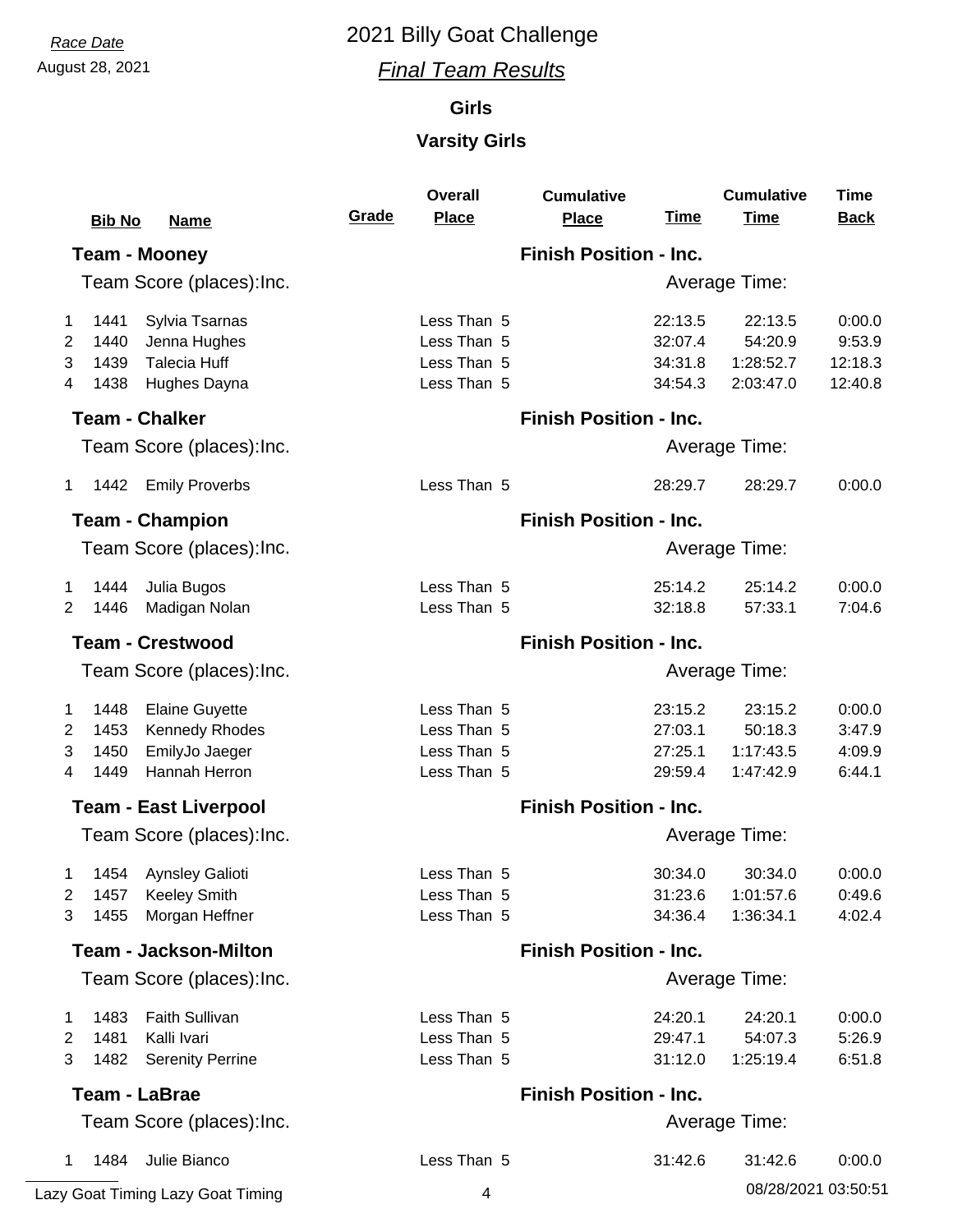Race Date
August 28, 2021

# 2021 Billy Goat Challenge

## *Final Team Results*

### Girls

### Varsity Girls

| | Bib No | Name | Grade | Overall Place | Cumulative Place | Time | Cumulative Time | Time Back |
|---|---|---|---|---|---|---|---|---|
| **Team - Mooney** | | | | | **Finish Position - Inc.** | | | |
| Team Score (places):Inc. | | | | | Average Time: | | | |
| 1 | 1441 | Sylvia Tsarnas | | Less Than 5 | | 22:13.5 | 22:13.5 | 0:00.0 |
| 2 | 1440 | Jenna Hughes | | Less Than 5 | | 32:07.4 | 54:20.9 | 9:53.9 |
| 3 | 1439 | Talecia Huff | | Less Than 5 | | 34:31.8 | 1:28:52.7 | 12:18.3 |
| 4 | 1438 | Hughes Dayna | | Less Than 5 | | 34:54.3 | 2:03:47.0 | 12:40.8 |
| **Team - Chalker** | | | | | **Finish Position - Inc.** | | | |
| Team Score (places):Inc. | | | | | Average Time: | | | |
| 1 | 1442 | Emily Proverbs | | Less Than 5 | | 28:29.7 | 28:29.7 | 0:00.0 |
| **Team - Champion** | | | | | **Finish Position - Inc.** | | | |
| Team Score (places):Inc. | | | | | Average Time: | | | |
| 1 | 1444 | Julia Bugos | | Less Than 5 | | 25:14.2 | 25:14.2 | 0:00.0 |
| 2 | 1446 | Madigan Nolan | | Less Than 5 | | 32:18.8 | 57:33.1 | 7:04.6 |
| **Team - Crestwood** | | | | | **Finish Position - Inc.** | | | |
| Team Score (places):Inc. | | | | | Average Time: | | | |
| 1 | 1448 | Elaine Guyette | | Less Than 5 | | 23:15.2 | 23:15.2 | 0:00.0 |
| 2 | 1453 | Kennedy Rhodes | | Less Than 5 | | 27:03.1 | 50:18.3 | 3:47.9 |
| 3 | 1450 | EmilyJo Jaeger | | Less Than 5 | | 27:25.1 | 1:17:43.5 | 4:09.9 |
| 4 | 1449 | Hannah Herron | | Less Than 5 | | 29:59.4 | 1:47:42.9 | 6:44.1 |
| **Team - East Liverpool** | | | | | **Finish Position - Inc.** | | | |
| Team Score (places):Inc. | | | | | Average Time: | | | |
| 1 | 1454 | Aynsley Galioti | | Less Than 5 | | 30:34.0 | 30:34.0 | 0:00.0 |
| 2 | 1457 | Keeley Smith | | Less Than 5 | | 31:23.6 | 1:01:57.6 | 0:49.6 |
| 3 | 1455 | Morgan Heffner | | Less Than 5 | | 34:36.4 | 1:36:34.1 | 4:02.4 |
| **Team - Jackson-Milton** | | | | | **Finish Position - Inc.** | | | |
| Team Score (places):Inc. | | | | | Average Time: | | | |
| 1 | 1483 | Faith Sullivan | | Less Than 5 | | 24:20.1 | 24:20.1 | 0:00.0 |
| 2 | 1481 | Kalli Ivari | | Less Than 5 | | 29:47.1 | 54:07.3 | 5:26.9 |
| 3 | 1482 | Serenity Perrine | | Less Than 5 | | 31:12.0 | 1:25:19.4 | 6:51.8 |
| **Team - LaBrae** | | | | | **Finish Position - Inc.** | | | |
| Team Score (places):Inc. | | | | | Average Time: | | | |
| 1 | 1484 | Julie Bianco | | Less Than 5 | | 31:42.6 | 31:42.6 | 0:00.0 |

Lazy Goat Timing Lazy Goat Timing — 08/28/2021 03:50:51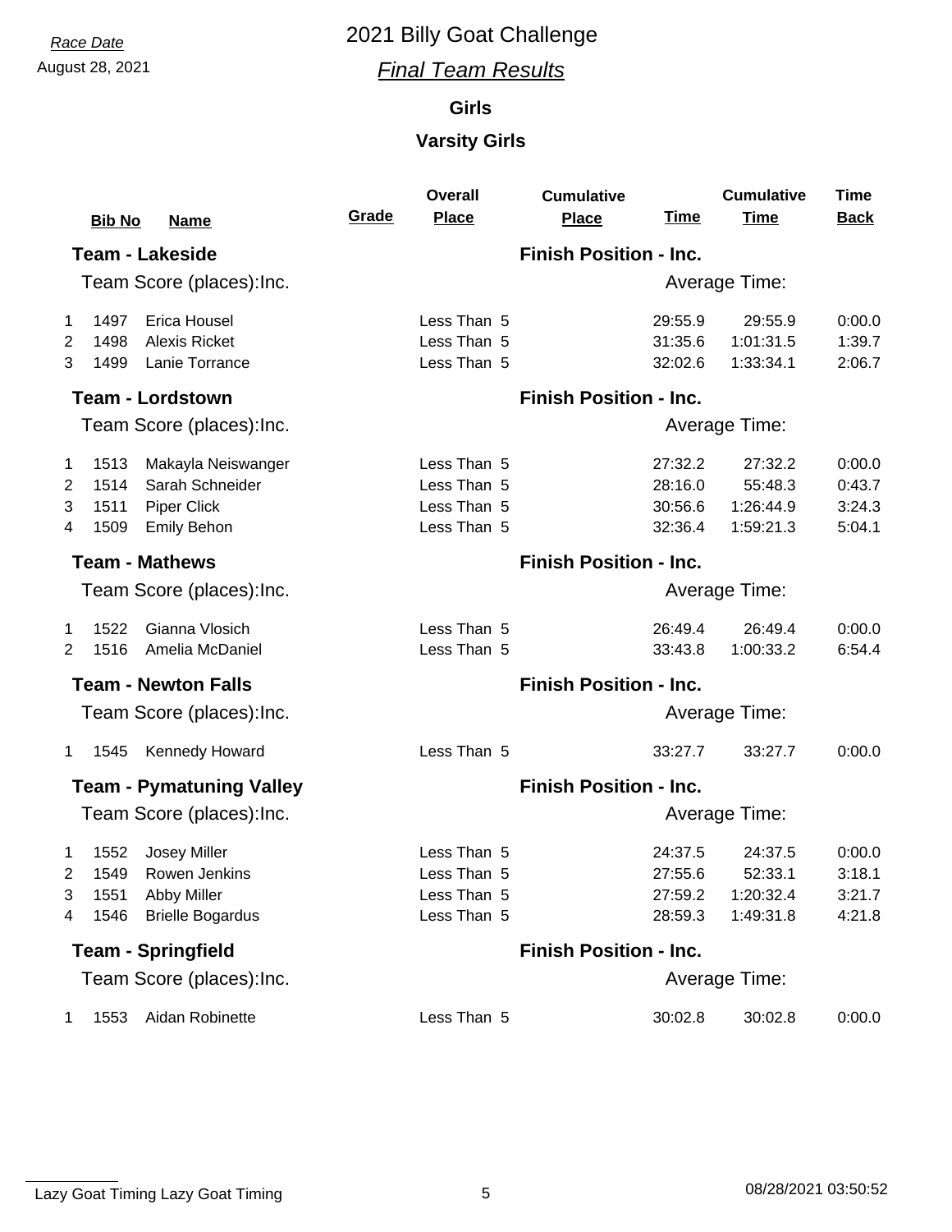Race Date

August 28, 2021

# 2021 Billy Goat Challenge

## Final Team Results

### Girls

### Varsity Girls

| | Bib No | Name | Grade | Overall Place | Cumulative Place | Time | Cumulative Time | Time Back |
|---|---|---|---|---|---|---|---|---|
| **Team - Lakeside** | | | | | **Finish Position - Inc.** | | | |
| Team Score (places):Inc. | | | | | | Average Time: | | |
| 1 | 1497 | Erica Housel | | Less Than 5 | | 29:55.9 | 29:55.9 | 0:00.0 |
| 2 | 1498 | Alexis Ricket | | Less Than 5 | | 31:35.6 | 1:01:31.5 | 1:39.7 |
| 3 | 1499 | Lanie Torrance | | Less Than 5 | | 32:02.6 | 1:33:34.1 | 2:06.7 |
| **Team - Lordstown** | | | | | **Finish Position - Inc.** | | | |
| Team Score (places):Inc. | | | | | | Average Time: | | |
| 1 | 1513 | Makayla Neiswanger | | Less Than 5 | | 27:32.2 | 27:32.2 | 0:00.0 |
| 2 | 1514 | Sarah Schneider | | Less Than 5 | | 28:16.0 | 55:48.3 | 0:43.7 |
| 3 | 1511 | Piper Click | | Less Than 5 | | 30:56.6 | 1:26:44.9 | 3:24.3 |
| 4 | 1509 | Emily Behon | | Less Than 5 | | 32:36.4 | 1:59:21.3 | 5:04.1 |
| **Team - Mathews** | | | | | **Finish Position - Inc.** | | | |
| Team Score (places):Inc. | | | | | | Average Time: | | |
| 1 | 1522 | Gianna Vlosich | | Less Than 5 | | 26:49.4 | 26:49.4 | 0:00.0 |
| 2 | 1516 | Amelia McDaniel | | Less Than 5 | | 33:43.8 | 1:00:33.2 | 6:54.4 |
| **Team - Newton Falls** | | | | | **Finish Position - Inc.** | | | |
| Team Score (places):Inc. | | | | | | Average Time: | | |
| 1 | 1545 | Kennedy Howard | | Less Than 5 | | 33:27.7 | 33:27.7 | 0:00.0 |
| **Team - Pymatuning Valley** | | | | | **Finish Position - Inc.** | | | |
| Team Score (places):Inc. | | | | | | Average Time: | | |
| 1 | 1552 | Josey Miller | | Less Than 5 | | 24:37.5 | 24:37.5 | 0:00.0 |
| 2 | 1549 | Rowen Jenkins | | Less Than 5 | | 27:55.6 | 52:33.1 | 3:18.1 |
| 3 | 1551 | Abby Miller | | Less Than 5 | | 27:59.2 | 1:20:32.4 | 3:21.7 |
| 4 | 1546 | Brielle Bogardus | | Less Than 5 | | 28:59.3 | 1:49:31.8 | 4:21.8 |
| **Team - Springfield** | | | | | **Finish Position - Inc.** | | | |
| Team Score (places):Inc. | | | | | | Average Time: | | |
| 1 | 1553 | Aidan Robinette | | Less Than 5 | | 30:02.8 | 30:02.8 | 0:00.0 |